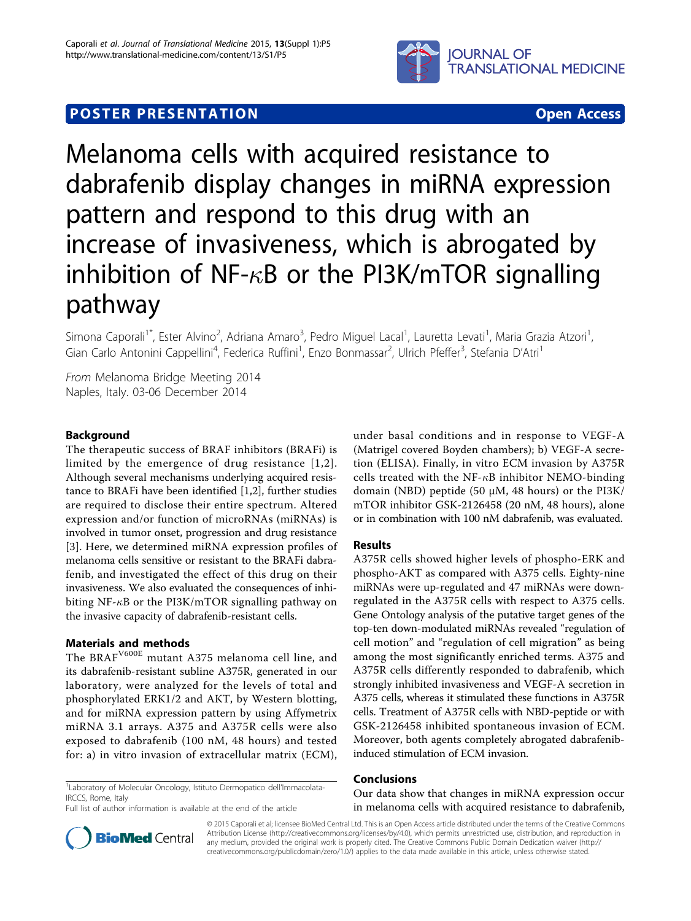POSTER PRESENTATION Open Access

# Melanoma cells with acquired resistance to dabrafenib display changes in miRNA expression pattern and respond to this drug with an increase of invasiveness, which is abrogated by inhibition of NF-κB or the PI3K/mTOR signalling pathway

Simona Caporali[1*], Ester Alvino[2], Adriana Amaro[3], Pedro Miguel Lacal[1], Lauretta Levati[1], Maria Grazia Atzori[1], Gian Carlo Antonini Cappellini[4], Federica Ruffini[1], Enzo Bonmassar[2], Ulrich Pfeffer[3], Stefania D'Atri[1]

*From* Melanoma Bridge Meeting 2014
Naples, Italy. 03-06 December 2014

## Background

The therapeutic success of BRAF inhibitors (BRAFi) is limited by the emergence of drug resistance [1,2]. Although several mechanisms underlying acquired resistance to BRAFi have been identified [1,2], further studies are required to disclose their entire spectrum. Altered expression and/or function of microRNAs (miRNAs) is involved in tumor onset, progression and drug resistance [3]. Here, we determined miRNA expression profiles of melanoma cells sensitive or resistant to the BRAFi dabrafenib, and investigated the effect of this drug on their invasiveness. We also evaluated the consequences of inhibiting NF-κB or the PI3K/mTOR signalling pathway on the invasive capacity of dabrafenib-resistant cells.

## Materials and methods

The $BRAF^{V600E}$ mutant A375 melanoma cell line, and its dabrafenib-resistant subline A375R, generated in our laboratory, were analyzed for the levels of total and phosphorylated ERK1/2 and AKT, by Western blotting, and for miRNA expression pattern by using Affymetrix miRNA 3.1 arrays. A375 and A375R cells were also exposed to dabrafenib (100 nM, 48 hours) and tested for: a) in vitro invasion of extracellular matrix (ECM), under basal conditions and in response to VEGF-A (Matrigel covered Boyden chambers); b) VEGF-A secretion (ELISA). Finally, in vitro ECM invasion by A375R cells treated with the NF-κB inhibitor NEMO-binding domain (NBD) peptide (50 μM, 48 hours) or the PI3K/mTOR inhibitor GSK-2126458 (20 nM, 48 hours), alone or in combination with 100 nM dabrafenib, was evaluated.

## Results

A375R cells showed higher levels of phospho-ERK and phospho-AKT as compared with A375 cells. Eighty-nine miRNAs were up-regulated and 47 miRNAs were down-regulated in the A375R cells with respect to A375 cells. Gene Ontology analysis of the putative target genes of the top-ten down-modulated miRNAs revealed "regulation of cell motion" and "regulation of cell migration" as being among the most significantly enriched terms. A375 and A375R cells differently responded to dabrafenib, which strongly inhibited invasiveness and VEGF-A secretion in A375 cells, whereas it stimulated these functions in A375R cells. Treatment of A375R cells with NBD-peptide or with GSK-2126458 inhibited spontaneous invasion of ECM. Moreover, both agents completely abrogated dabrafenib-induced stimulation of ECM invasion.

## Conclusions

Our data show that changes in miRNA expression occur in melanoma cells with acquired resistance to dabrafenib,

[1]Laboratory of Molecular Oncology, Istituto Dermopatico dell'Immacolata-IRCCS, Rome, Italy
Full list of author information is available at the end of the article

© 2015 Caporali et al; licensee BioMed Central Ltd. This is an Open Access article distributed under the terms of the Creative Commons Attribution License (http://creativecommons.org/licenses/by/4.0), which permits unrestricted use, distribution, and reproduction in any medium, provided the original work is properly cited. The Creative Commons Public Domain Dedication waiver (http://creativecommons.org/publicdomain/zero/1.0/) applies to the data made available in this article, unless otherwise stated.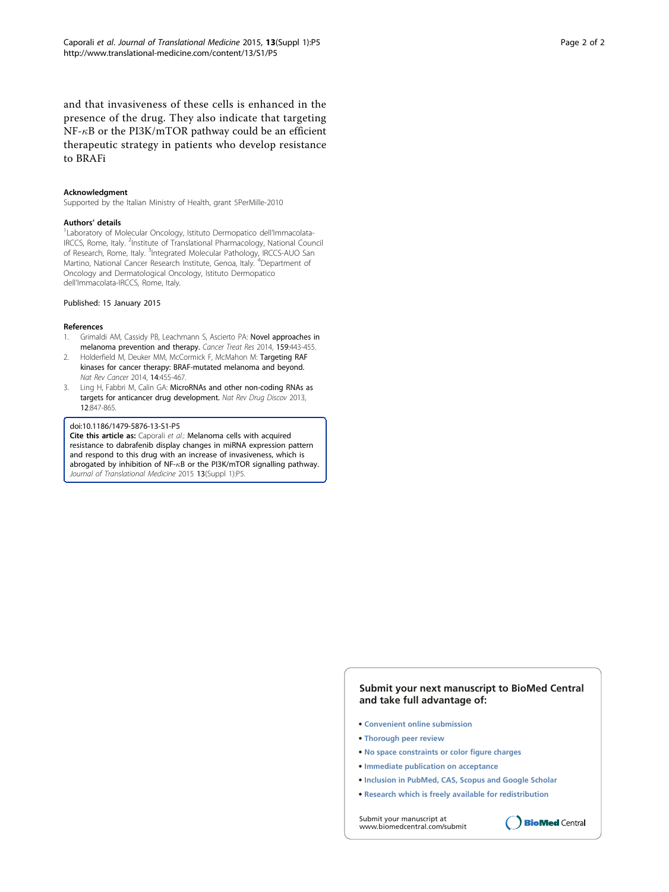and that invasiveness of these cells is enhanced in the presence of the drug. They also indicate that targeting NF-κB or the PI3K/mTOR pathway could be an efficient therapeutic strategy in patients who develop resistance to BRAFi

### Acknowledgment

Supported by the Italian Ministry of Health, grant 5PerMille-2010

### Authors' details

[1]Laboratory of Molecular Oncology, Istituto Dermopatico dell'Immacolata-IRCCS, Rome, Italy. [2]Institute of Translational Pharmacology, National Council of Research, Rome, Italy. [3]Integrated Molecular Pathology, IRCCS-AUO San Martino, National Cancer Research Institute, Genoa, Italy. [4]Department of Oncology and Dermatological Oncology, Istituto Dermopatico dell'Immacolata-IRCCS, Rome, Italy.

Published: 15 January 2015

### References

1. Grimaldi AM, Cassidy PB, Leachmann S, Ascierto PA: **Novel approaches in melanoma prevention and therapy.** *Cancer Treat Res* 2014, **159**:443-455.
2. Holderfield M, Deuker MM, McCormick F, McMahon M: **Targeting RAF kinases for cancer therapy: BRAF-mutated melanoma and beyond.** *Nat Rev Cancer* 2014, **14**:455-467.
3. Ling H, Fabbri M, Calin GA: **MicroRNAs and other non-coding RNAs as targets for anticancer drug development.** *Nat Rev Drug Discov* 2013, **12**:847-865.

doi:10.1186/1479-5876-13-S1-P5

**Cite this article as:** Caporali *et al.*: Melanoma cells with acquired resistance to dabrafenib display changes in miRNA expression pattern and respond to this drug with an increase of invasiveness, which is abrogated by inhibition of NF-κB or the PI3K/mTOR signalling pathway. *Journal of Translational Medicine* 2015 **13**(Suppl 1):P5.

**Submit your next manuscript to BioMed Central and take full advantage of:**

- Convenient online submission
- Thorough peer review
- No space constraints or color figure charges
- Immediate publication on acceptance
- Inclusion in PubMed, CAS, Scopus and Google Scholar
- Research which is freely available for redistribution

Submit your manuscript at www.biomedcentral.com/submit

BioMed Central